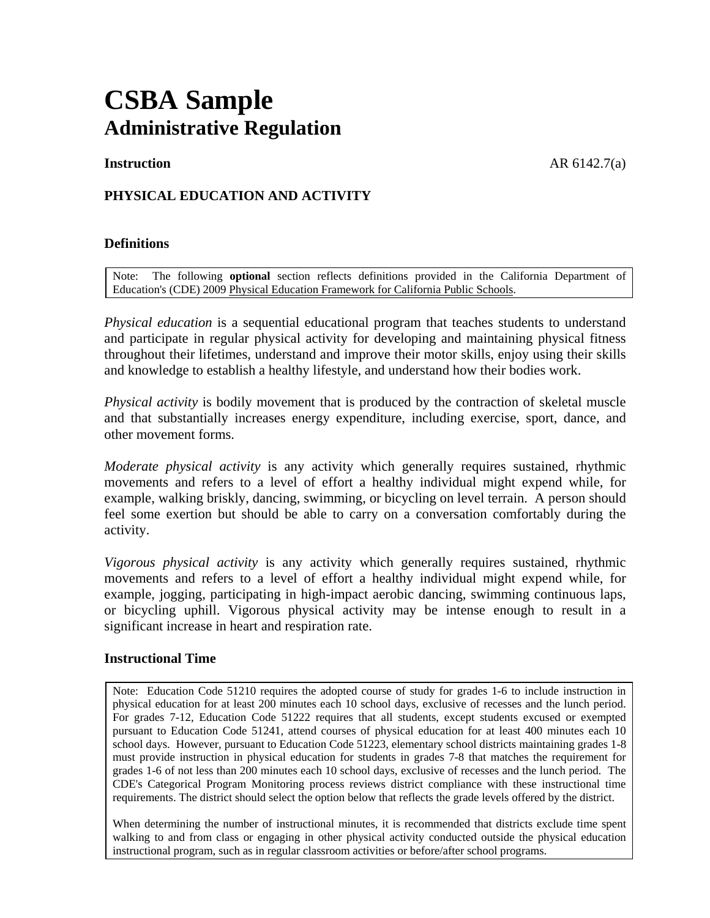# CSBA Sample
## Administrative Regulation

**Instruction** AR 6142.7(a)

### PHYSICAL EDUCATION AND ACTIVITY

#### Definitions

> Note: The following **optional** section reflects definitions provided in the California Department of Education's (CDE) 2009 Physical Education Framework for California Public Schools.

*Physical education* is a sequential educational program that teaches students to understand and participate in regular physical activity for developing and maintaining physical fitness throughout their lifetimes, understand and improve their motor skills, enjoy using their skills and knowledge to establish a healthy lifestyle, and understand how their bodies work.

*Physical activity* is bodily movement that is produced by the contraction of skeletal muscle and that substantially increases energy expenditure, including exercise, sport, dance, and other movement forms.

*Moderate physical activity* is any activity which generally requires sustained, rhythmic movements and refers to a level of effort a healthy individual might expend while, for example, walking briskly, dancing, swimming, or bicycling on level terrain. A person should feel some exertion but should be able to carry on a conversation comfortably during the activity.

*Vigorous physical activity* is any activity which generally requires sustained, rhythmic movements and refers to a level of effort a healthy individual might expend while, for example, jogging, participating in high-impact aerobic dancing, swimming continuous laps, or bicycling uphill. Vigorous physical activity may be intense enough to result in a significant increase in heart and respiration rate.

#### Instructional Time

> Note: Education Code 51210 requires the adopted course of study for grades 1-6 to include instruction in physical education for at least 200 minutes each 10 school days, exclusive of recesses and the lunch period. For grades 7-12, Education Code 51222 requires that all students, except students excused or exempted pursuant to Education Code 51241, attend courses of physical education for at least 400 minutes each 10 school days. However, pursuant to Education Code 51223, elementary school districts maintaining grades 1-8 must provide instruction in physical education for students in grades 7-8 that matches the requirement for grades 1-6 of not less than 200 minutes each 10 school days, exclusive of recesses and the lunch period. The CDE's Categorical Program Monitoring process reviews district compliance with these instructional time requirements. The district should select the option below that reflects the grade levels offered by the district.
>
> When determining the number of instructional minutes, it is recommended that districts exclude time spent walking to and from class or engaging in other physical activity conducted outside the physical education instructional program, such as in regular classroom activities or before/after school programs.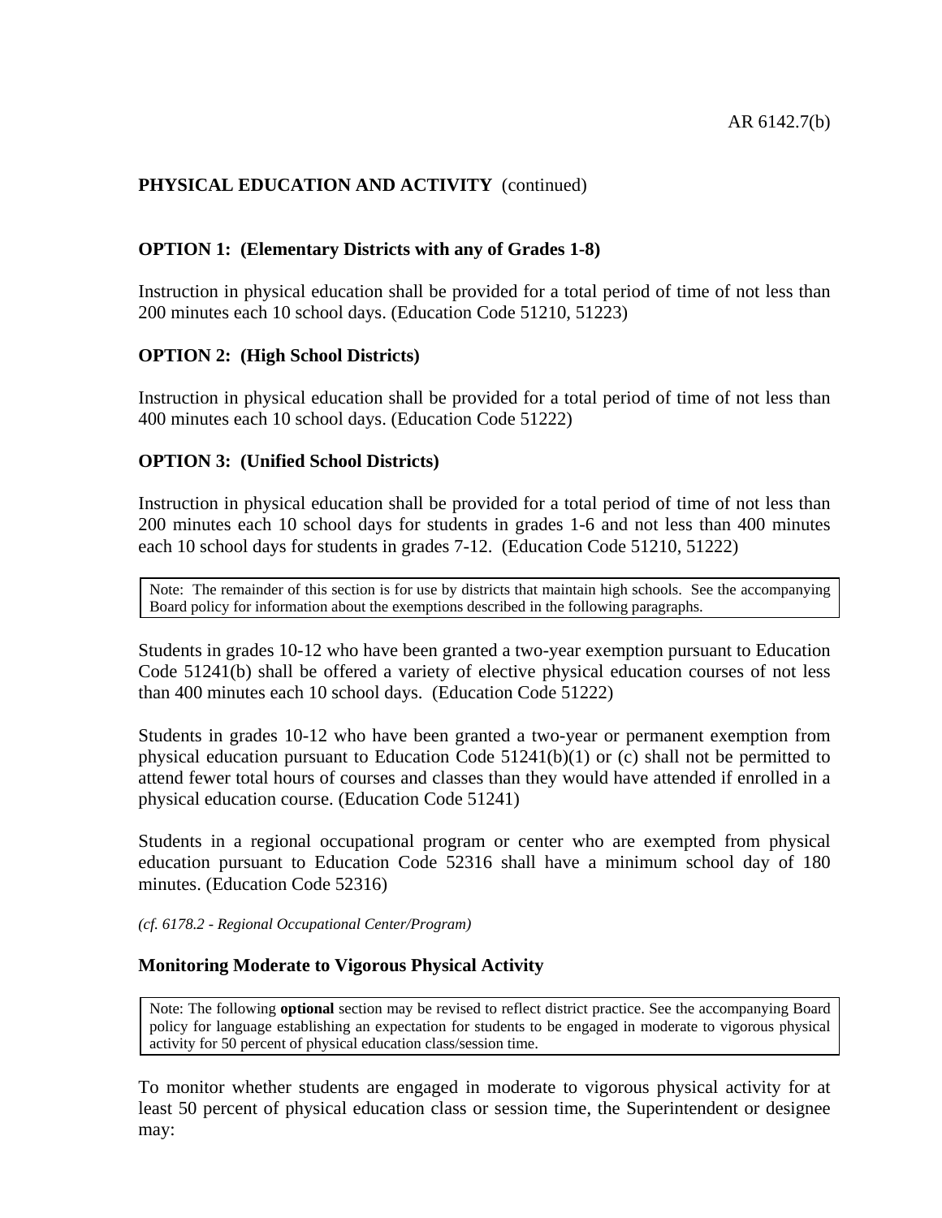**PHYSICAL EDUCATION AND ACTIVITY** (continued)

**OPTION 1: (Elementary Districts with any of Grades 1-8)**

Instruction in physical education shall be provided for a total period of time of not less than 200 minutes each 10 school days. (Education Code 51210, 51223)

**OPTION 2: (High School Districts)**

Instruction in physical education shall be provided for a total period of time of not less than 400 minutes each 10 school days. (Education Code 51222)

**OPTION 3: (Unified School Districts)**

Instruction in physical education shall be provided for a total period of time of not less than 200 minutes each 10 school days for students in grades 1-6 and not less than 400 minutes each 10 school days for students in grades 7-12. (Education Code 51210, 51222)

> Note: The remainder of this section is for use by districts that maintain high schools. See the accompanying Board policy for information about the exemptions described in the following paragraphs.

Students in grades 10-12 who have been granted a two-year exemption pursuant to Education Code 51241(b) shall be offered a variety of elective physical education courses of not less than 400 minutes each 10 school days. (Education Code 51222)

Students in grades 10-12 who have been granted a two-year or permanent exemption from physical education pursuant to Education Code 51241(b)(1) or (c) shall not be permitted to attend fewer total hours of courses and classes than they would have attended if enrolled in a physical education course. (Education Code 51241)

Students in a regional occupational program or center who are exempted from physical education pursuant to Education Code 52316 shall have a minimum school day of 180 minutes. (Education Code 52316)

*(cf. 6178.2 - Regional Occupational Center/Program)*

**Monitoring Moderate to Vigorous Physical Activity**

> Note: The following **optional** section may be revised to reflect district practice. See the accompanying Board policy for language establishing an expectation for students to be engaged in moderate to vigorous physical activity for 50 percent of physical education class/session time.

To monitor whether students are engaged in moderate to vigorous physical activity for at least 50 percent of physical education class or session time, the Superintendent or designee may: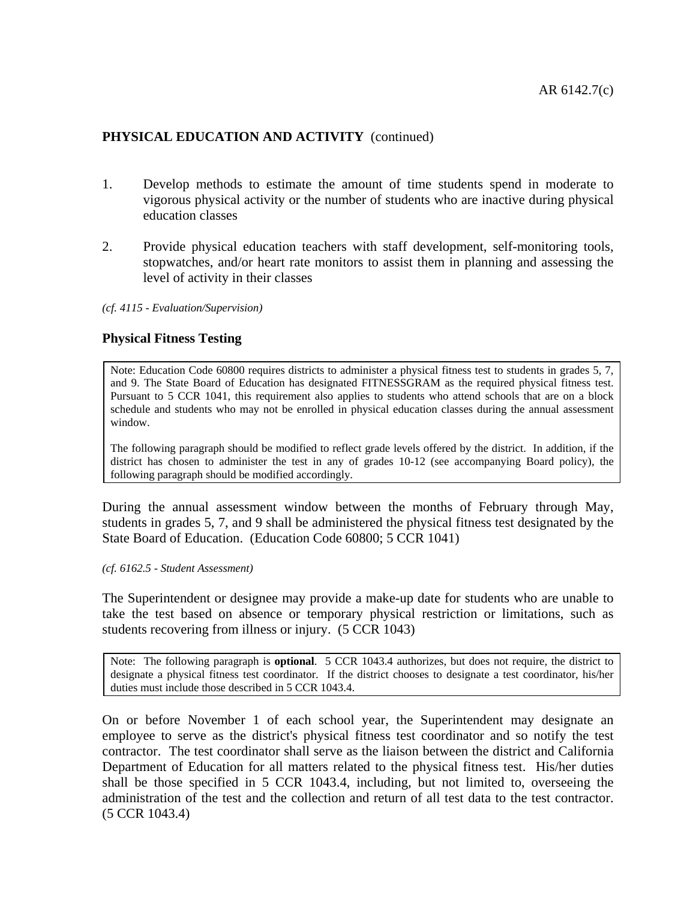**PHYSICAL EDUCATION AND ACTIVITY** (continued)

1. Develop methods to estimate the amount of time students spend in moderate to vigorous physical activity or the number of students who are inactive during physical education classes

2. Provide physical education teachers with staff development, self-monitoring tools, stopwatches, and/or heart rate monitors to assist them in planning and assessing the level of activity in their classes

*(cf. 4115 - Evaluation/Supervision)*

### Physical Fitness Testing

> Note: Education Code 60800 requires districts to administer a physical fitness test to students in grades 5, 7, and 9. The State Board of Education has designated FITNESSGRAM as the required physical fitness test. Pursuant to 5 CCR 1041, this requirement also applies to students who attend schools that are on a block schedule and students who may not be enrolled in physical education classes during the annual assessment window.
>
> The following paragraph should be modified to reflect grade levels offered by the district. In addition, if the district has chosen to administer the test in any of grades 10-12 (see accompanying Board policy), the following paragraph should be modified accordingly.

During the annual assessment window between the months of February through May, students in grades 5, 7, and 9 shall be administered the physical fitness test designated by the State Board of Education. (Education Code 60800; 5 CCR 1041)

*(cf. 6162.5 - Student Assessment)*

The Superintendent or designee may provide a make-up date for students who are unable to take the test based on absence or temporary physical restriction or limitations, such as students recovering from illness or injury. (5 CCR 1043)

> Note: The following paragraph is **optional**. 5 CCR 1043.4 authorizes, but does not require, the district to designate a physical fitness test coordinator. If the district chooses to designate a test coordinator, his/her duties must include those described in 5 CCR 1043.4.

On or before November 1 of each school year, the Superintendent may designate an employee to serve as the district's physical fitness test coordinator and so notify the test contractor. The test coordinator shall serve as the liaison between the district and California Department of Education for all matters related to the physical fitness test. His/her duties shall be those specified in 5 CCR 1043.4, including, but not limited to, overseeing the administration of the test and the collection and return of all test data to the test contractor. (5 CCR 1043.4)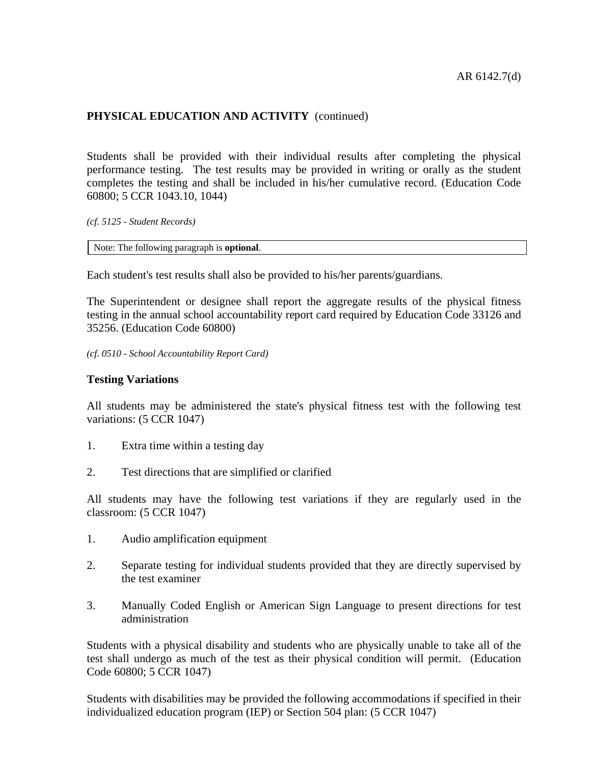**PHYSICAL EDUCATION AND ACTIVITY** (continued)

Students shall be provided with their individual results after completing the physical performance testing. The test results may be provided in writing or orally as the student completes the testing and shall be included in his/her cumulative record. (Education Code 60800; 5 CCR 1043.10, 1044)

*(cf. 5125 - Student Records)*

Note: The following paragraph is **optional**.

Each student's test results shall also be provided to his/her parents/guardians.

The Superintendent or designee shall report the aggregate results of the physical fitness testing in the annual school accountability report card required by Education Code 33126 and 35256. (Education Code 60800)

*(cf. 0510 - School Accountability Report Card)*

**Testing Variations**

All students may be administered the state's physical fitness test with the following test variations: (5 CCR 1047)

1. Extra time within a testing day

2. Test directions that are simplified or clarified

All students may have the following test variations if they are regularly used in the classroom: (5 CCR 1047)

1. Audio amplification equipment

2. Separate testing for individual students provided that they are directly supervised by the test examiner

3. Manually Coded English or American Sign Language to present directions for test administration

Students with a physical disability and students who are physically unable to take all of the test shall undergo as much of the test as their physical condition will permit. (Education Code 60800; 5 CCR 1047)

Students with disabilities may be provided the following accommodations if specified in their individualized education program (IEP) or Section 504 plan: (5 CCR 1047)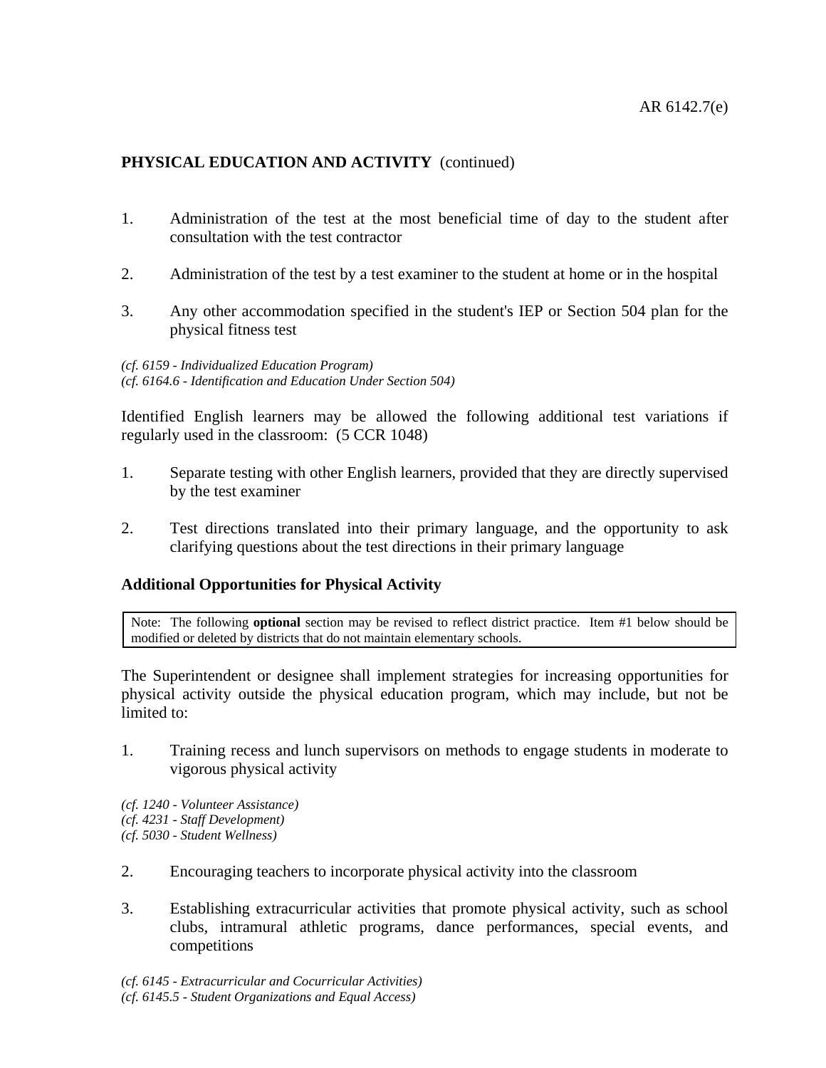## PHYSICAL EDUCATION AND ACTIVITY (continued)

1. Administration of the test at the most beneficial time of day to the student after consultation with the test contractor

2. Administration of the test by a test examiner to the student at home or in the hospital

3. Any other accommodation specified in the student's IEP or Section 504 plan for the physical fitness test

*(cf. 6159 - Individualized Education Program)*
*(cf. 6164.6 - Identification and Education Under Section 504)*

Identified English learners may be allowed the following additional test variations if regularly used in the classroom: (5 CCR 1048)

1. Separate testing with other English learners, provided that they are directly supervised by the test examiner

2. Test directions translated into their primary language, and the opportunity to ask clarifying questions about the test directions in their primary language

### Additional Opportunities for Physical Activity

> Note: The following **optional** section may be revised to reflect district practice. Item #1 below should be modified or deleted by districts that do not maintain elementary schools.

The Superintendent or designee shall implement strategies for increasing opportunities for physical activity outside the physical education program, which may include, but not be limited to:

1. Training recess and lunch supervisors on methods to engage students in moderate to vigorous physical activity

*(cf. 1240 - Volunteer Assistance)*
*(cf. 4231 - Staff Development)*
*(cf. 5030 - Student Wellness)*

2. Encouraging teachers to incorporate physical activity into the classroom

3. Establishing extracurricular activities that promote physical activity, such as school clubs, intramural athletic programs, dance performances, special events, and competitions

*(cf. 6145 - Extracurricular and Cocurricular Activities)*
*(cf. 6145.5 - Student Organizations and Equal Access)*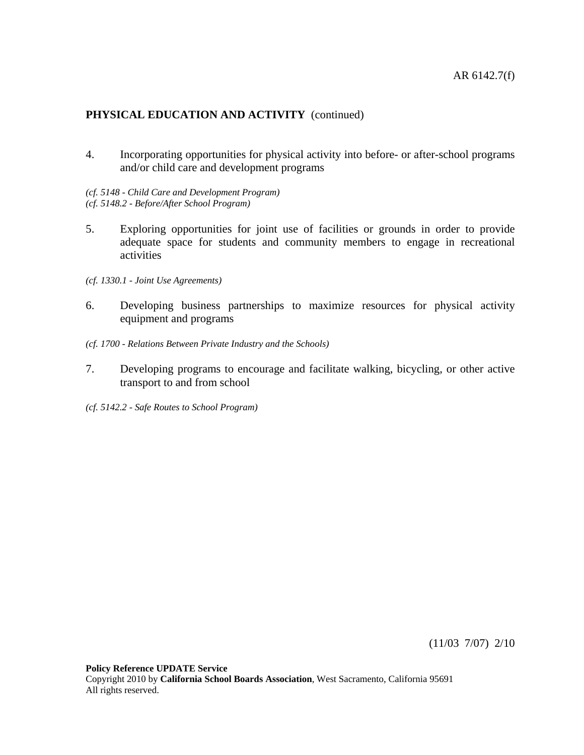**PHYSICAL EDUCATION AND ACTIVITY** (continued)

4. Incorporating opportunities for physical activity into before- or after-school programs and/or child care and development programs

*(cf. 5148 - Child Care and Development Program)*
*(cf. 5148.2 - Before/After School Program)*

5. Exploring opportunities for joint use of facilities or grounds in order to provide adequate space for students and community members to engage in recreational activities

*(cf. 1330.1 - Joint Use Agreements)*

6. Developing business partnerships to maximize resources for physical activity equipment and programs

*(cf. 1700 - Relations Between Private Industry and the Schools)*

7. Developing programs to encourage and facilitate walking, bicycling, or other active transport to and from school

*(cf. 5142.2 - Safe Routes to School Program)*

(11/03 7/07) 2/10

**Policy Reference UPDATE Service**
Copyright 2010 by **California School Boards Association**, West Sacramento, California 95691
All rights reserved.